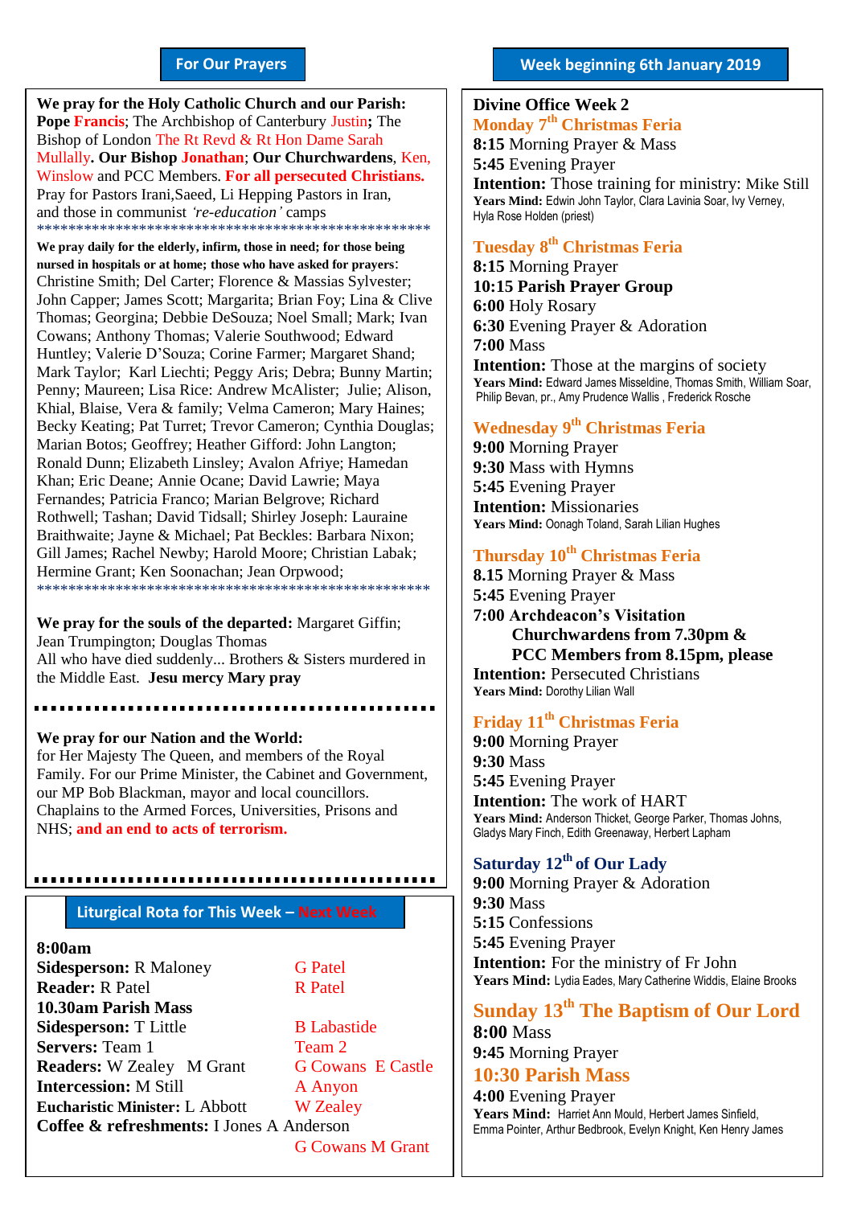## For Our Prayers

**We pray for the Holy Catholic Church and our Parish:** **Pope Francis**; The Archbishop of Canterbury Justin**;** The Bishop of London The Rt Revd & Rt Hon Dame Sarah Mullally**. Our Bishop Jonathan**; **Our Churchwardens**, Ken, Winslow and PCC Members. **For all persecuted Christians.** Pray for Pastors Irani,Saeed, Li Hepping Pastors in Iran, and those in communist *'re-education'* camps

****************************************************

**We pray daily for the elderly, infirm, those in need; for those being nursed in hospitals or at home; those who have asked for prayers**: Christine Smith; Del Carter; Florence & Massias Sylvester; John Capper; James Scott; Margarita; Brian Foy; Lina & Clive Thomas; Georgina; Debbie DeSouza; Noel Small; Mark; Ivan Cowans; Anthony Thomas; Valerie Southwood; Edward Huntley; Valerie D'Souza; Corine Farmer; Margaret Shand; Mark Taylor; Karl Liechti; Peggy Aris; Debra; Bunny Martin; Penny; Maureen; Lisa Rice: Andrew McAlister; Julie; Alison, Khial, Blaise, Vera & family; Velma Cameron; Mary Haines; Becky Keating; Pat Turret; Trevor Cameron; Cynthia Douglas; Marian Botos; Geoffrey; Heather Gifford: John Langton; Ronald Dunn; Elizabeth Linsley; Avalon Afriye; Hamedan Khan; Eric Deane; Annie Ocane; David Lawrie; Maya Fernandes; Patricia Franco; Marian Belgrove; Richard Rothwell; Tashan; David Tidsall; Shirley Joseph: Lauraine Braithwaite; Jayne & Michael; Pat Beckles: Barbara Nixon; Gill James; Rachel Newby; Harold Moore; Christian Labak; Hermine Grant; Ken Soonachan; Jean Orpwood;

****************************************************

**We pray for the souls of the departed:** Margaret Giffin; Jean Trumpington; Douglas Thomas
All who have died suddenly... Brothers & Sisters murdered in the Middle East. **Jesu mercy Mary pray**

**We pray for our Nation and the World:** for Her Majesty The Queen, and members of the Royal Family. For our Prime Minister, the Cabinet and Government, our MP Bob Blackman, mayor and local councillors. Chaplains to the Armed Forces, Universities, Prisons and NHS; **and an end to acts of terrorism.**

## Liturgical Rota for This Week – Next Week

| | This Week | Next Week |
|---|---|---|
| **8:00am** | | |
| **Sidesperson:** | R Maloney | G Patel |
| **Reader:** | R Patel | R Patel |
| **10.30am Parish Mass** | | |
| **Sidesperson:** | T Little | B Labastide |
| **Servers:** | Team 1 | Team 2 |
| **Readers:** | W Zealey M Grant | G Cowans E Castle |
| **Intercession:** | M Still | A Anyon |
| **Eucharistic Minister:** | L Abbott | W Zealey |
| **Coffee & refreshments:** | I Jones A Anderson | G Cowans M Grant |

## Week beginning 6th January 2019

**Divine Office Week 2**

### Monday 7th Christmas Feria
**8:15** Morning Prayer & Mass
**5:45** Evening Prayer
**Intention:** Those training for ministry: Mike Still
**Years Mind:** Edwin John Taylor, Clara Lavinia Soar, Ivy Verney, Hyla Rose Holden (priest)

### Tuesday 8th Christmas Feria
**8:15** Morning Prayer
**10:15 Parish Prayer Group**
**6:00** Holy Rosary
**6:30** Evening Prayer & Adoration
**7:00** Mass
**Intention:** Those at the margins of society
**Years Mind:** Edward James Misseldine, Thomas Smith, William Soar, Philip Bevan, pr., Amy Prudence Wallis , Frederick Rosche

### Wednesday 9th Christmas Feria
**9:00** Morning Prayer
**9:30** Mass with Hymns
**5:45** Evening Prayer
**Intention:** Missionaries
**Years Mind:** Oonagh Toland, Sarah Lilian Hughes

### Thursday 10th Christmas Feria
**8.15** Morning Prayer & Mass
**5:45** Evening Prayer
**7:00 Archdeacon's Visitation**
**Churchwardens from 7.30pm & PCC Members from 8.15pm, please**
**Intention:** Persecuted Christians
**Years Mind:** Dorothy Lilian Wall

### Friday 11th Christmas Feria
**9:00** Morning Prayer
**9:30** Mass
**5:45** Evening Prayer
**Intention:** The work of HART
**Years Mind:** Anderson Thicket, George Parker, Thomas Johns, Gladys Mary Finch, Edith Greenaway, Herbert Lapham

### Saturday 12th of Our Lady
**9:00** Morning Prayer & Adoration
**9:30** Mass
**5:15** Confessions
**5:45** Evening Prayer
**Intention:** For the ministry of Fr John
**Years Mind:** Lydia Eades, Mary Catherine Widdis, Elaine Brooks

### Sunday 13th The Baptism of Our Lord
**8:00** Mass
**9:45** Morning Prayer
**10:30 Parish Mass**
**4:00** Evening Prayer
**Years Mind:** Harriet Ann Mould, Herbert James Sinfield, Emma Pointer, Arthur Bedbrook, Evelyn Knight, Ken Henry James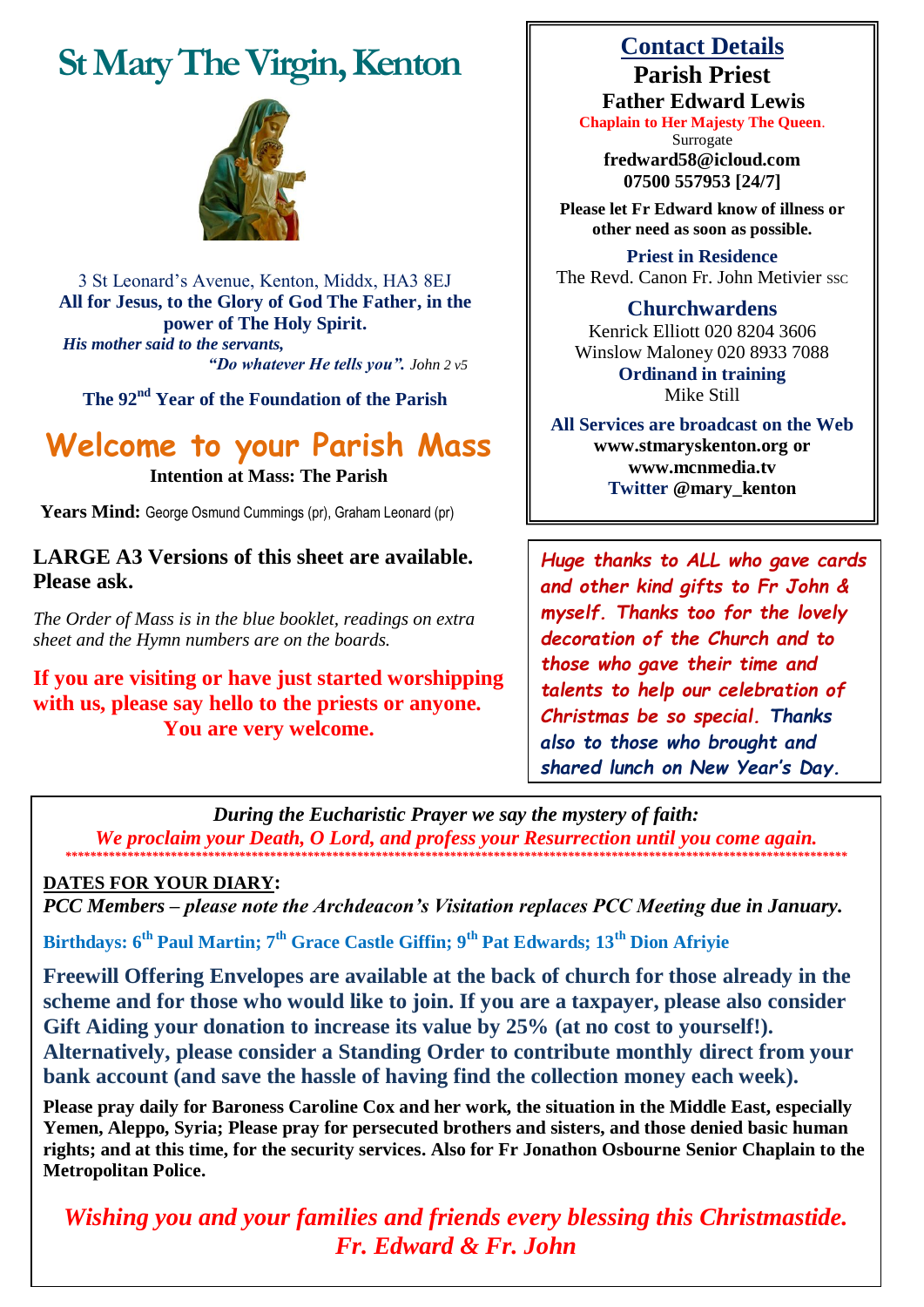# St Mary The Virgin, Kenton

3 St Leonard's Avenue, Kenton, Middx, HA3 8EJ

**All for Jesus, to the Glory of God The Father, in the power of The Holy Spirit.**

***His mother said to the servants, "Do whatever He tells you".*** *John 2 v5*

**The 92nd Year of the Foundation of the Parish**

## Welcome to your Parish Mass

**Intention at Mass: The Parish**

**Years Mind:** George Osmund Cummings (pr), Graham Leonard (pr)

**LARGE A3 Versions of this sheet are available. Please ask.**

*The Order of Mass is in the blue booklet, readings on extra sheet and the Hymn numbers are on the boards.*

**If you are visiting or have just started worshipping with us, please say hello to the priests or anyone. You are very welcome.**

## Contact Details

**Parish Priest**

**Father Edward Lewis**

**Chaplain to Her Majesty The Queen.**

Surrogate

**fredward58@icloud.com**

**07500 557953 [24/7]**

**Please let Fr Edward know of illness or other need as soon as possible.**

**Priest in Residence**

The Revd. Canon Fr. John Metivier SSC

**Churchwardens**

Kenrick Elliott 020 8204 3606

Winslow Maloney 020 8933 7088

**Ordinand in training**

Mike Still

**All Services are broadcast on the Web**

**www.stmaryskenton.org or**

**www.mcnmedia.tv**

**Twitter @mary_kenton**

***Huge thanks to ALL who gave cards and other kind gifts to Fr John & myself. Thanks too for the lovely decoration of the Church and to those who gave their time and talents to help our celebration of Christmas be so special. Thanks also to those who brought and shared lunch on New Year's Day.***

***During the Eucharistic Prayer we say the mystery of faith:***

***We proclaim your Death, O Lord, and profess your Resurrection until you come again.***

**DATES FOR YOUR DIARY:**

***PCC Members – please note the Archdeacon's Visitation replaces PCC Meeting due in January.***

**Birthdays: 6th Paul Martin; 7th Grace Castle Giffin; 9th Pat Edwards; 13th Dion Afriyie**

**Freewill Offering Envelopes are available at the back of church for those already in the scheme and for those who would like to join. If you are a taxpayer, please also consider Gift Aiding your donation to increase its value by 25% (at no cost to yourself!). Alternatively, please consider a Standing Order to contribute monthly direct from your bank account (and save the hassle of having find the collection money each week).**

**Please pray daily for Baroness Caroline Cox and her work, the situation in the Middle East, especially Yemen, Aleppo, Syria; Please pray for persecuted brothers and sisters, and those denied basic human rights; and at this time, for the security services. Also for Fr Jonathon Osbourne Senior Chaplain to the Metropolitan Police.**

***Wishing you and your families and friends every blessing this Christmastide.***

***Fr. Edward & Fr. John***